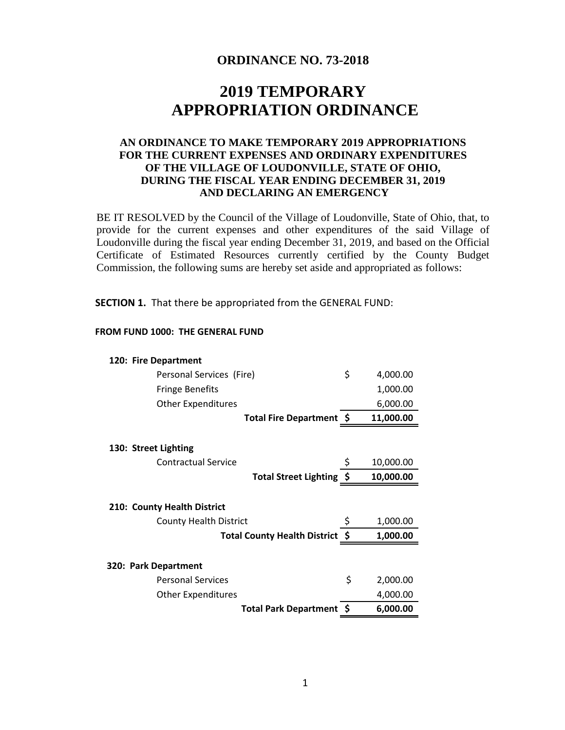**ORDINANCE NO. 73-2018**

# 2019 TEMPORARY APPROPRIATION ORDINANCE

### AN ORDINANCE TO MAKE TEMPORARY 2019 APPROPRIATIONS FOR THE CURRENT EXPENSES AND ORDINARY EXPENDITURES OF THE VILLAGE OF LOUDONVILLE, STATE OF OHIO, DURING THE FISCAL YEAR ENDING DECEMBER 31, 2019 AND DECLARING AN EMERGENCY

BE IT RESOLVED by the Council of the Village of Loudonville, State of Ohio, that, to provide for the current expenses and other expenditures of the said Village of Loudonville during the fiscal year ending December 31, 2019, and based on the Official Certificate of Estimated Resources currently certified by the County Budget Commission, the following sums are hereby set aside and appropriated as follows:

**SECTION 1.** That there be appropriated from the GENERAL FUND:

**FROM FUND 1000: THE GENERAL FUND**

| | | |
|---|---|---|
| **120: Fire Department** | | |
| Personal Services (Fire) | $ | 4,000.00 |
| Fringe Benefits | | 1,000.00 |
| Other Expenditures | | 6,000.00 |
| **Total Fire Department** | **$** | **11,000.00** |
| | | |
| **130: Street Lighting** | | |
| Contractual Service | $ | 10,000.00 |
| **Total Street Lighting** | **$** | **10,000.00** |
| | | |
| **210: County Health District** | | |
| County Health District | $ | 1,000.00 |
| **Total County Health District** | **$** | **1,000.00** |
| | | |
| **320: Park Department** | | |
| Personal Services | $ | 2,000.00 |
| Other Expenditures | | 4,000.00 |
| **Total Park Department** | **$** | **6,000.00** |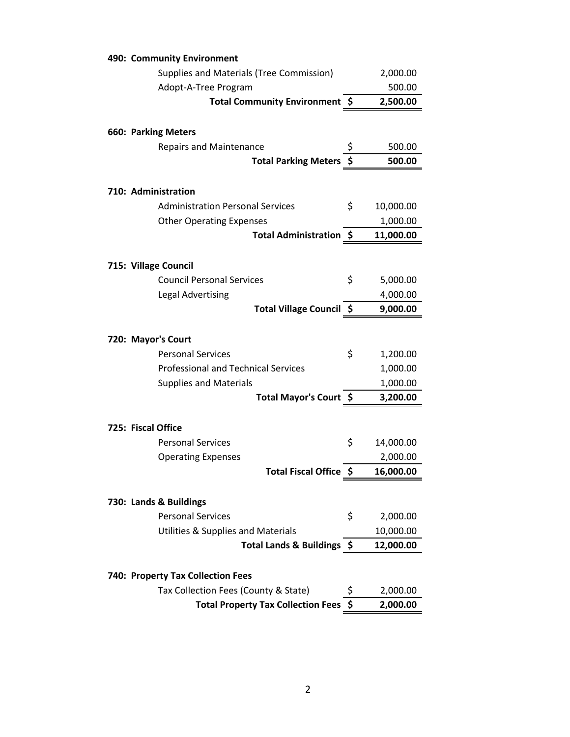**490: Community Environment**

| | | |
|---|---|---|
| Supplies and Materials (Tree Commission) | | 2,000.00 |
| Adopt-A-Tree Program | | 500.00 |
| **Total Community Environment** | **$** | **2,500.00** |

**660: Parking Meters**

| | | |
|---|---|---|
| Repairs and Maintenance | $ | 500.00 |
| **Total Parking Meters** | **$** | **500.00** |

**710: Administration**

| | | |
|---|---|---|
| Administration Personal Services | $ | 10,000.00 |
| Other Operating Expenses | | 1,000.00 |
| **Total Administration** | **$** | **11,000.00** |

**715: Village Council**

| | | |
|---|---|---|
| Council Personal Services | $ | 5,000.00 |
| Legal Advertising | | 4,000.00 |
| **Total Village Council** | **$** | **9,000.00** |

**720: Mayor's Court**

| | | |
|---|---|---|
| Personal Services | $ | 1,200.00 |
| Professional and Technical Services | | 1,000.00 |
| Supplies and Materials | | 1,000.00 |
| **Total Mayor's Court** | **$** | **3,200.00** |

**725: Fiscal Office**

| | | |
|---|---|---|
| Personal Services | $ | 14,000.00 |
| Operating Expenses | | 2,000.00 |
| **Total Fiscal Office** | **$** | **16,000.00** |

**730: Lands & Buildings**

| | | |
|---|---|---|
| Personal Services | $ | 2,000.00 |
| Utilities & Supplies and Materials | | 10,000.00 |
| **Total Lands & Buildings** | **$** | **12,000.00** |

**740: Property Tax Collection Fees**

| | | |
|---|---|---|
| Tax Collection Fees (County & State) | $ | 2,000.00 |
| **Total Property Tax Collection Fees** | **$** | **2,000.00** |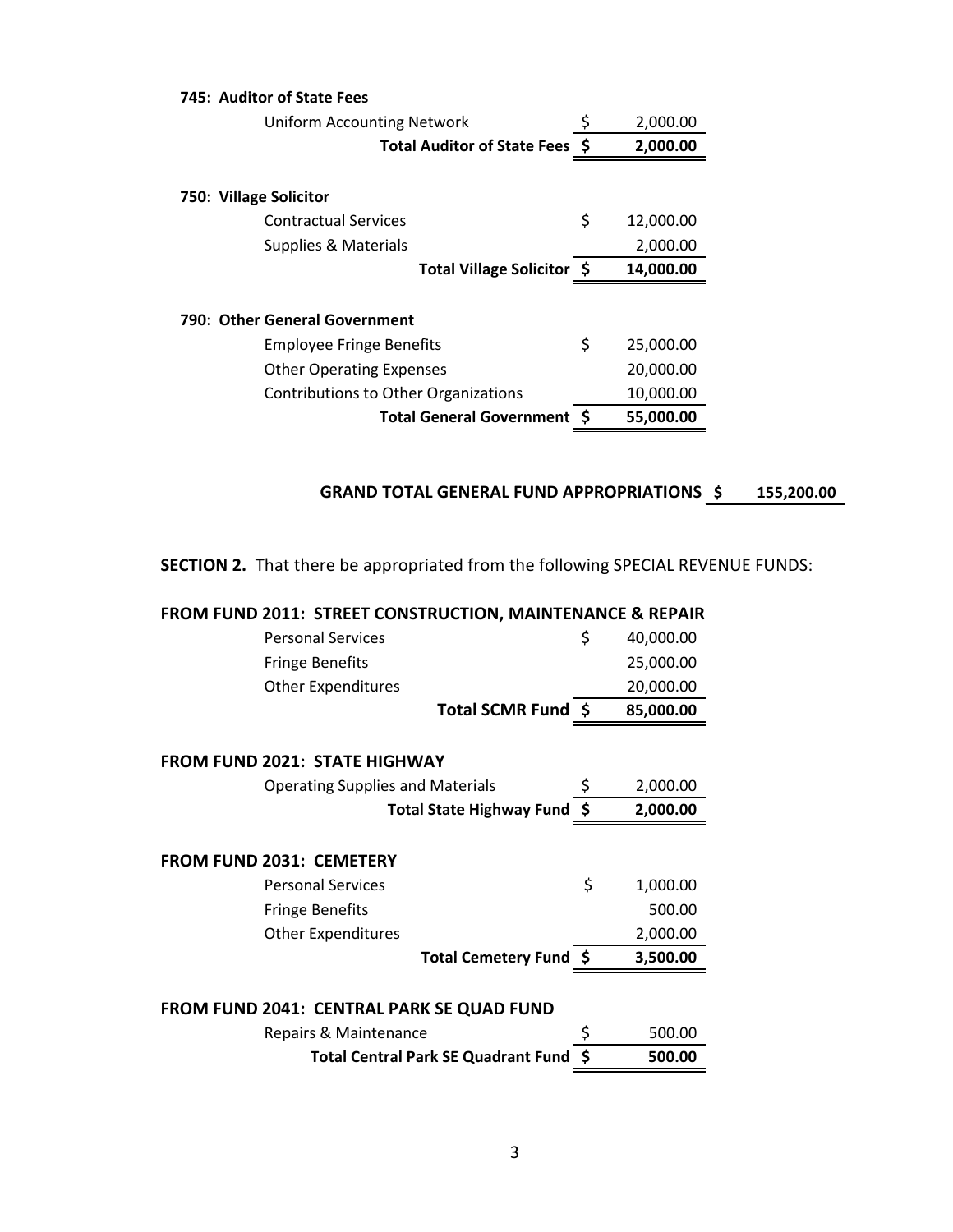**745: Auditor of State Fees**

| | | |
|---|---|---|
| Uniform Accounting Network | $ | 2,000.00 |
| **Total Auditor of State Fees** | **$** | **2,000.00** |

**750: Village Solicitor**

| | | |
|---|---|---|
| Contractual Services | $ | 12,000.00 |
| Supplies & Materials | | 2,000.00 |
| **Total Village Solicitor** | **$** | **14,000.00** |

**790: Other General Government**

| | | |
|---|---|---|
| Employee Fringe Benefits | $ | 25,000.00 |
| Other Operating Expenses | | 20,000.00 |
| Contributions to Other Organizations | | 10,000.00 |
| **Total General Government** | **$** | **55,000.00** |

**GRAND TOTAL GENERAL FUND APPROPRIATIONS $ 155,200.00**

**SECTION 2.** That there be appropriated from the following SPECIAL REVENUE FUNDS:

**FROM FUND 2011: STREET CONSTRUCTION, MAINTENANCE & REPAIR**

| | | |
|---|---|---|
| Personal Services | $ | 40,000.00 |
| Fringe Benefits | | 25,000.00 |
| Other Expenditures | | 20,000.00 |
| **Total SCMR Fund** | **$** | **85,000.00** |

**FROM FUND 2021: STATE HIGHWAY**

| | | |
|---|---|---|
| Operating Supplies and Materials | $ | 2,000.00 |
| **Total State Highway Fund** | **$** | **2,000.00** |

**FROM FUND 2031: CEMETERY**

| | | |
|---|---|---|
| Personal Services | $ | 1,000.00 |
| Fringe Benefits | | 500.00 |
| Other Expenditures | | 2,000.00 |
| **Total Cemetery Fund** | **$** | **3,500.00** |

**FROM FUND 2041: CENTRAL PARK SE QUAD FUND**

| | | |
|---|---|---|
| Repairs & Maintenance | $ | 500.00 |
| **Total Central Park SE Quadrant Fund** | **$** | **500.00** |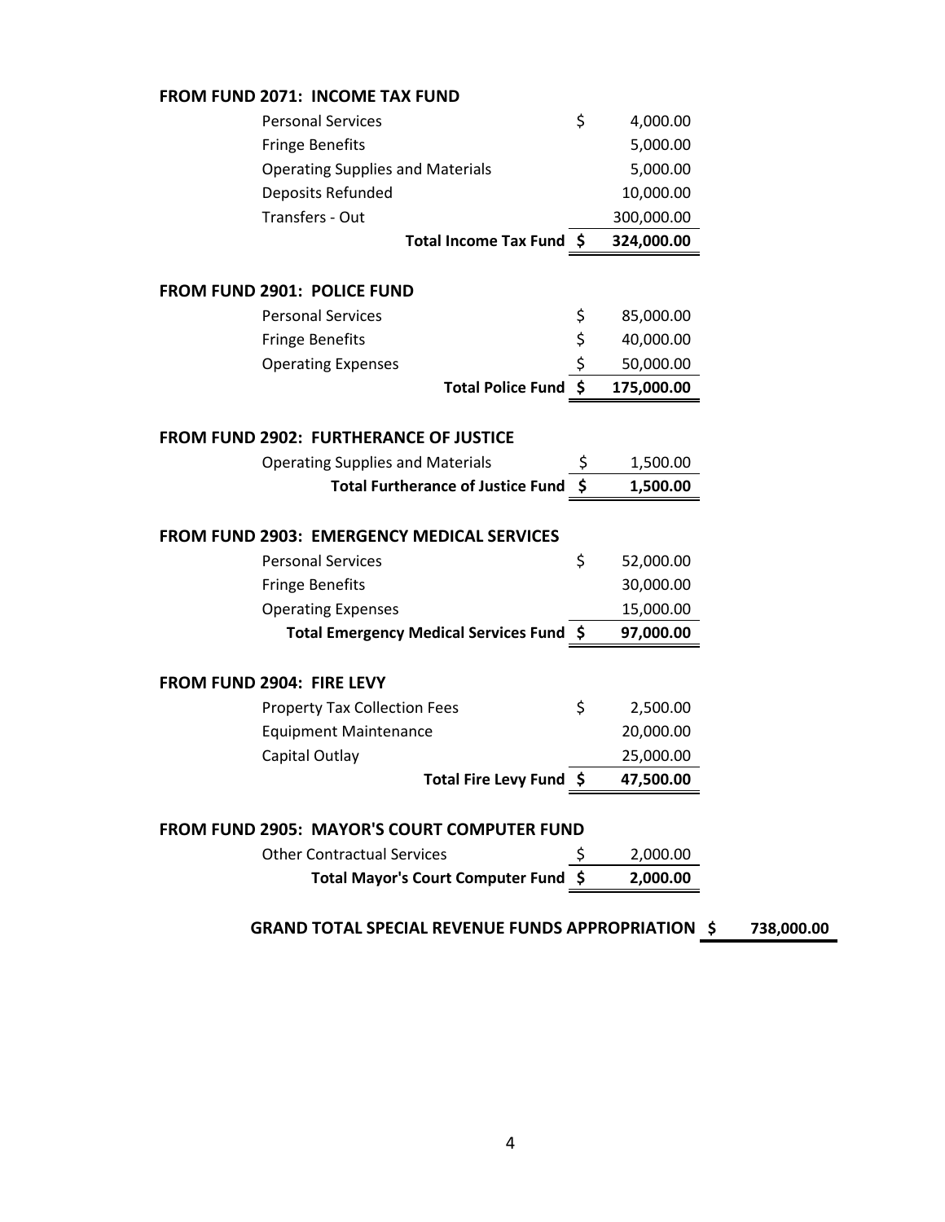**FROM FUND 2071: INCOME TAX FUND**

| | | |
|---|---|---|
| Personal Services | $ | 4,000.00 |
| Fringe Benefits | | 5,000.00 |
| Operating Supplies and Materials | | 5,000.00 |
| Deposits Refunded | | 10,000.00 |
| Transfers - Out | | 300,000.00 |
| **Total Income Tax Fund** | **$** | **324,000.00** |

**FROM FUND 2901: POLICE FUND**

| | | |
|---|---|---|
| Personal Services | $ | 85,000.00 |
| Fringe Benefits | $ | 40,000.00 |
| Operating Expenses | $ | 50,000.00 |
| **Total Police Fund** | **$** | **175,000.00** |

**FROM FUND 2902: FURTHERANCE OF JUSTICE**

| | | |
|---|---|---|
| Operating Supplies and Materials | $ | 1,500.00 |
| **Total Furtherance of Justice Fund** | **$** | **1,500.00** |

**FROM FUND 2903: EMERGENCY MEDICAL SERVICES**

| | | |
|---|---|---|
| Personal Services | $ | 52,000.00 |
| Fringe Benefits | | 30,000.00 |
| Operating Expenses | | 15,000.00 |
| **Total Emergency Medical Services Fund** | **$** | **97,000.00** |

**FROM FUND 2904: FIRE LEVY**

| | | |
|---|---|---|
| Property Tax Collection Fees | $ | 2,500.00 |
| Equipment Maintenance | | 20,000.00 |
| Capital Outlay | | 25,000.00 |
| **Total Fire Levy Fund** | **$** | **47,500.00** |

**FROM FUND 2905: MAYOR'S COURT COMPUTER FUND**

| | | |
|---|---|---|
| Other Contractual Services | $ | 2,000.00 |
| **Total Mayor's Court Computer Fund** | **$** | **2,000.00** |

**GRAND TOTAL SPECIAL REVENUE FUNDS APPROPRIATION $ 738,000.00**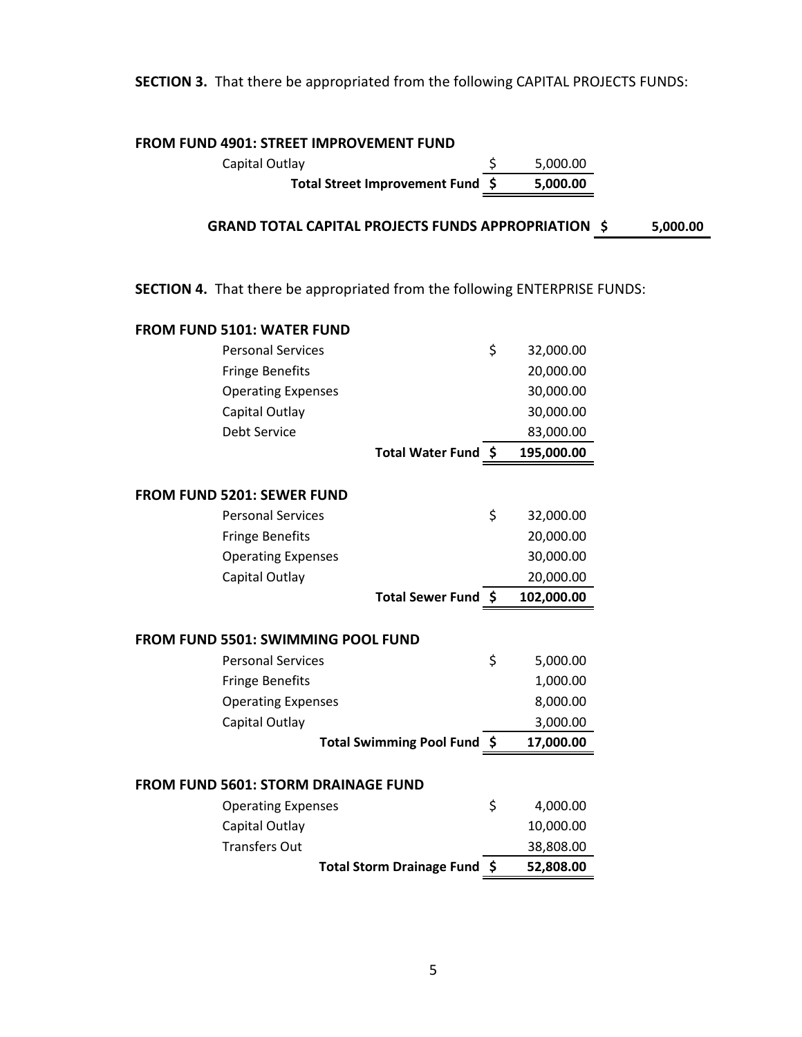**SECTION 3.** That there be appropriated from the following CAPITAL PROJECTS FUNDS:

**FROM FUND 4901: STREET IMPROVEMENT FUND**

| | | |
|---|---|---|
| Capital Outlay | $ | 5,000.00 |
| **Total Street Improvement Fund** | **$** | **5,000.00** |

**GRAND TOTAL CAPITAL PROJECTS FUNDS APPROPRIATION $ 5,000.00**

**SECTION 4.** That there be appropriated from the following ENTERPRISE FUNDS:

**FROM FUND 5101: WATER FUND**

| | | |
|---|---|---|
| Personal Services | $ | 32,000.00 |
| Fringe Benefits | | 20,000.00 |
| Operating Expenses | | 30,000.00 |
| Capital Outlay | | 30,000.00 |
| Debt Service | | 83,000.00 |
| **Total Water Fund** | **$** | **195,000.00** |

**FROM FUND 5201: SEWER FUND**

| | | |
|---|---|---|
| Personal Services | $ | 32,000.00 |
| Fringe Benefits | | 20,000.00 |
| Operating Expenses | | 30,000.00 |
| Capital Outlay | | 20,000.00 |
| **Total Sewer Fund** | **$** | **102,000.00** |

**FROM FUND 5501: SWIMMING POOL FUND**

| | | |
|---|---|---|
| Personal Services | $ | 5,000.00 |
| Fringe Benefits | | 1,000.00 |
| Operating Expenses | | 8,000.00 |
| Capital Outlay | | 3,000.00 |
| **Total Swimming Pool Fund** | **$** | **17,000.00** |

**FROM FUND 5601: STORM DRAINAGE FUND**

| | | |
|---|---|---|
| Operating Expenses | $ | 4,000.00 |
| Capital Outlay | | 10,000.00 |
| Transfers Out | | 38,808.00 |
| **Total Storm Drainage Fund** | **$** | **52,808.00** |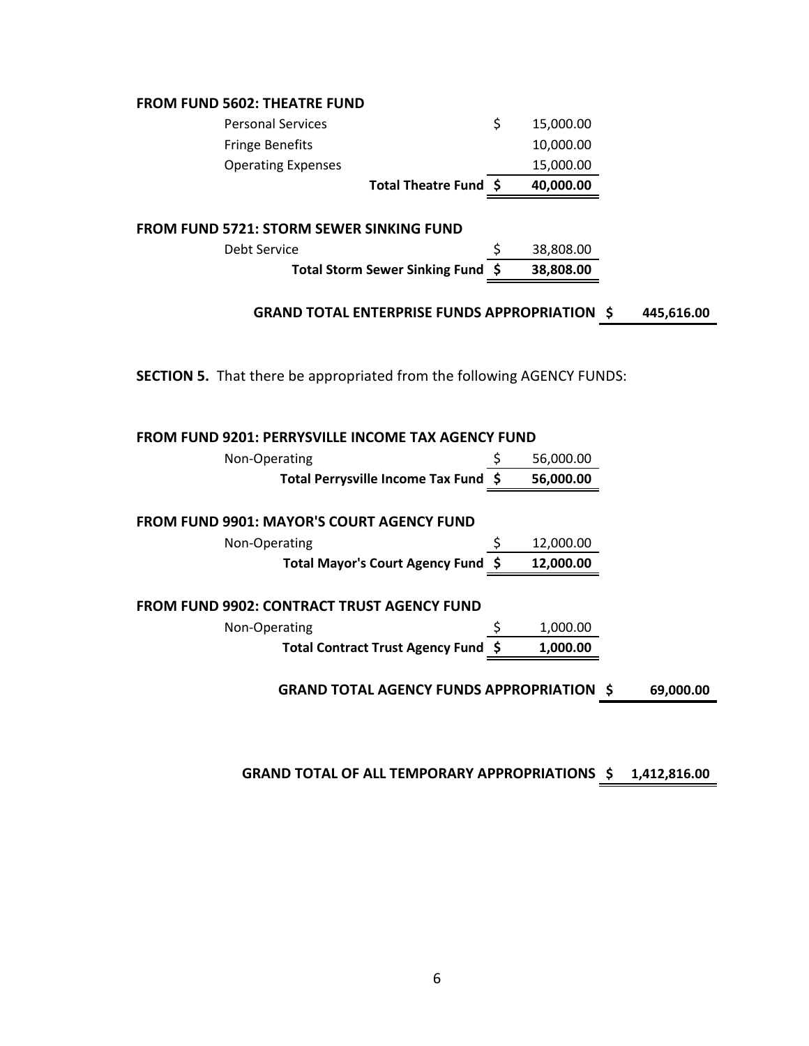**FROM FUND 5602: THEATRE FUND**

| | | |
|---|---|---|
| Personal Services | $ | 15,000.00 |
| Fringe Benefits | | 10,000.00 |
| Operating Expenses | | 15,000.00 |
| **Total Theatre Fund** | **$** | **40,000.00** |

**FROM FUND 5721: STORM SEWER SINKING FUND**

| | | |
|---|---|---|
| Debt Service | $ | 38,808.00 |
| **Total Storm Sewer Sinking Fund** | **$** | **38,808.00** |

**GRAND TOTAL ENTERPRISE FUNDS APPROPRIATION $ 445,616.00**

**SECTION 5.** That there be appropriated from the following AGENCY FUNDS:

**FROM FUND 9201: PERRYSVILLE INCOME TAX AGENCY FUND**

| | | |
|---|---|---|
| Non-Operating | $ | 56,000.00 |
| **Total Perrysville Income Tax Fund** | **$** | **56,000.00** |

**FROM FUND 9901: MAYOR'S COURT AGENCY FUND**

| | | |
|---|---|---|
| Non-Operating | $ | 12,000.00 |
| **Total Mayor's Court Agency Fund** | **$** | **12,000.00** |

**FROM FUND 9902: CONTRACT TRUST AGENCY FUND**

| | | |
|---|---|---|
| Non-Operating | $ | 1,000.00 |
| **Total Contract Trust Agency Fund** | **$** | **1,000.00** |

**GRAND TOTAL AGENCY FUNDS APPROPRIATION $ 69,000.00**

**GRAND TOTAL OF ALL TEMPORARY APPROPRIATIONS $ 1,412,816.00**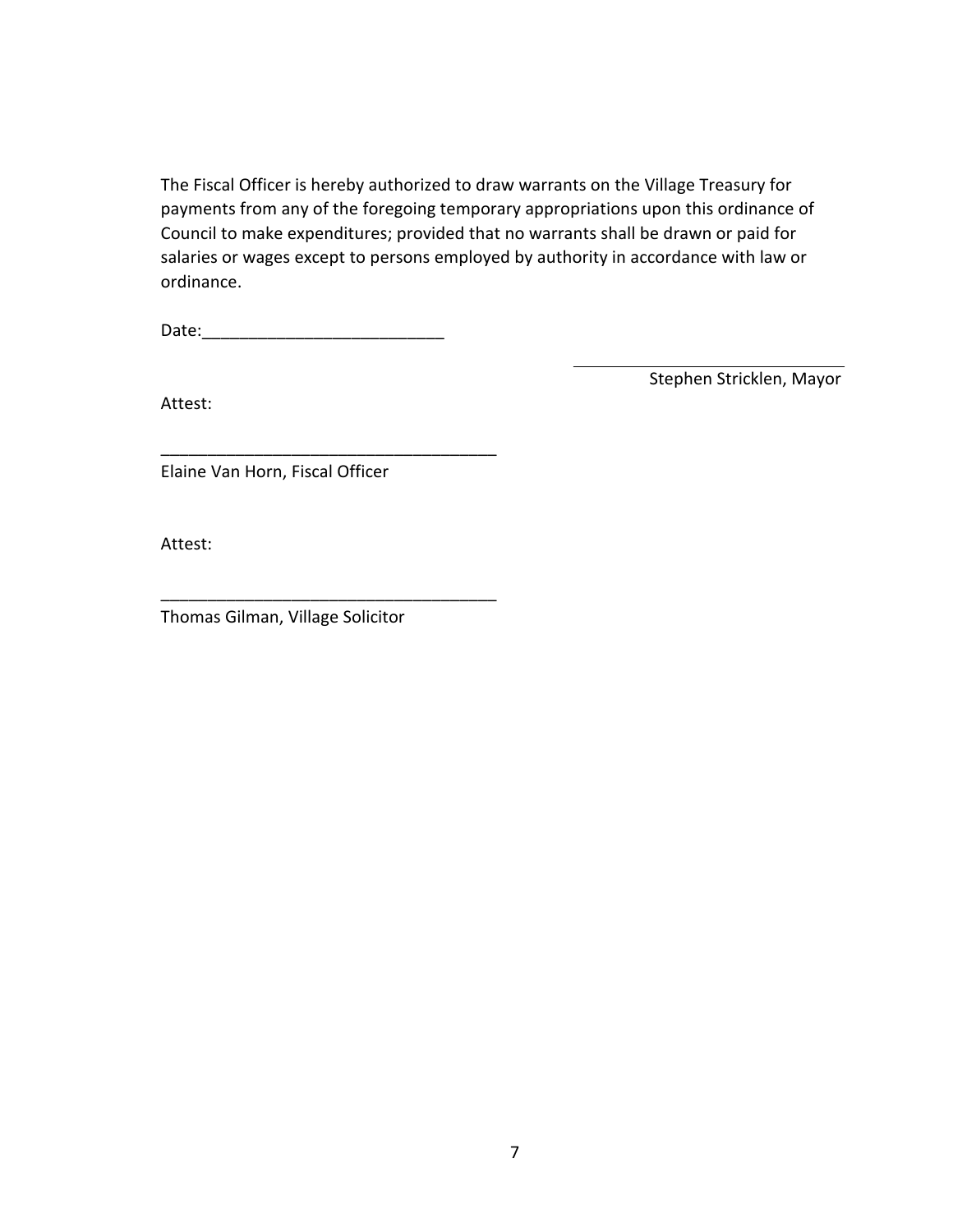The Fiscal Officer is hereby authorized to draw warrants on the Village Treasury for payments from any of the foregoing temporary appropriations upon this ordinance of Council to make expenditures; provided that no warrants shall be drawn or paid for salaries or wages except to persons employed by authority in accordance with law or ordinance.

Date:__________________________

Stephen Stricklen, Mayor

Attest:

____________________________________

Elaine Van Horn, Fiscal Officer

Attest:

____________________________________

Thomas Gilman, Village Solicitor